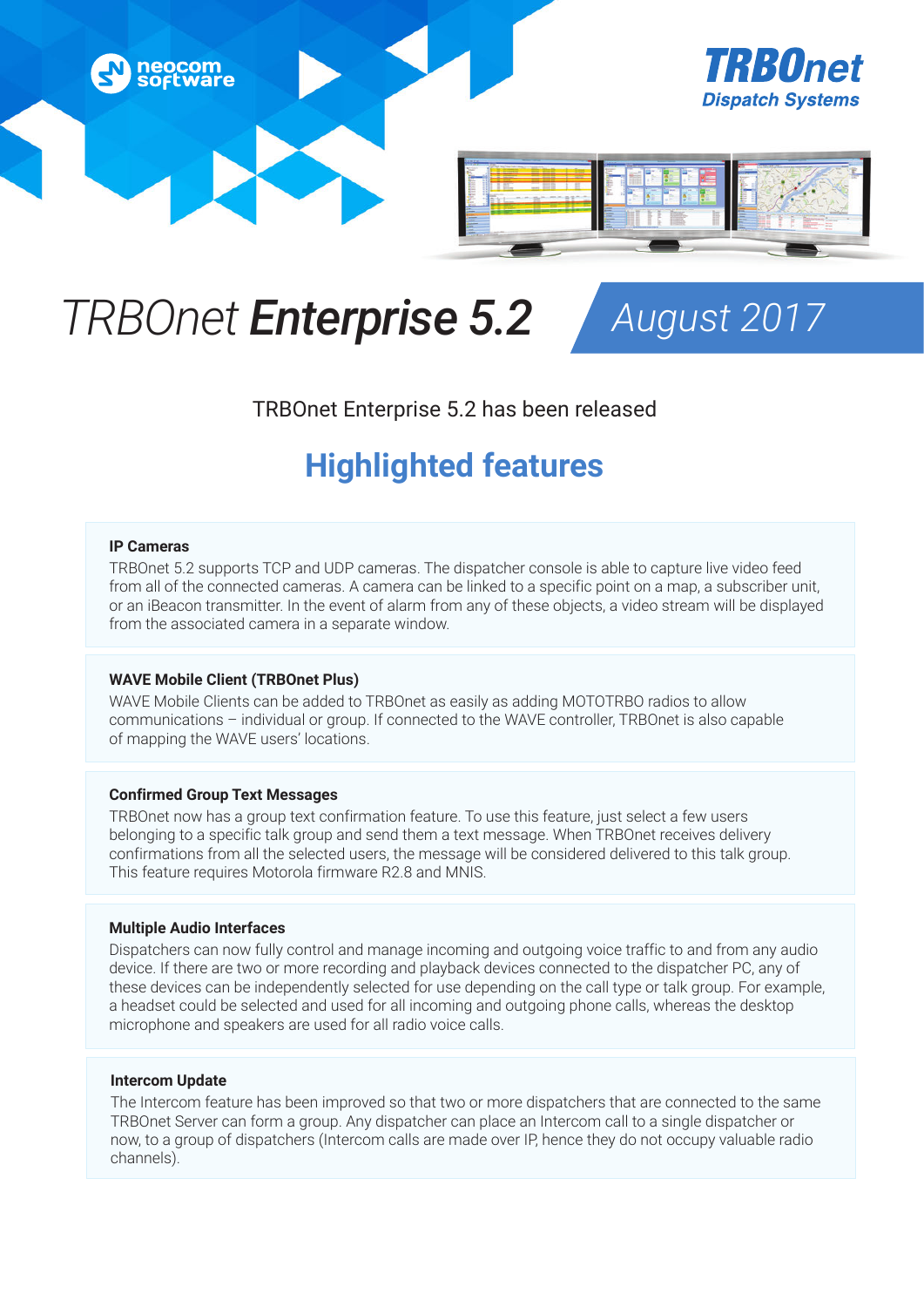neocom software

TRBOnet Dispatch Systems

# *TRBOnet* ***Enterprise 5.2*** *August 2017*

TRBOnet Enterprise 5.2 has been released

## Highlighted features

**IP Cameras**

TRBOnet 5.2 supports TCP and UDP cameras. The dispatcher console is able to capture live video feed from all of the connected cameras. A camera can be linked to a specific point on a map, a subscriber unit, or an iBeacon transmitter. In the event of alarm from any of these objects, a video stream will be displayed from the associated camera in a separate window.

**WAVE Mobile Client (TRBOnet Plus)**

WAVE Mobile Clients can be added to TRBOnet as easily as adding MOTOTRBO radios to allow communications – individual or group. If connected to the WAVE controller, TRBOnet is also capable of mapping the WAVE users' locations.

**Confirmed Group Text Messages**

TRBOnet now has a group text confirmation feature. To use this feature, just select a few users belonging to a specific talk group and send them a text message. When TRBOnet receives delivery confirmations from all the selected users, the message will be considered delivered to this talk group. This feature requires Motorola firmware R2.8 and MNIS.

**Multiple Audio Interfaces**

Dispatchers can now fully control and manage incoming and outgoing voice traffic to and from any audio device. If there are two or more recording and playback devices connected to the dispatcher PC, any of these devices can be independently selected for use depending on the call type or talk group. For example, a headset could be selected and used for all incoming and outgoing phone calls, whereas the desktop microphone and speakers are used for all radio voice calls.

**Intercom Update**

The Intercom feature has been improved so that two or more dispatchers that are connected to the same TRBOnet Server can form a group. Any dispatcher can place an Intercom call to a single dispatcher or now, to a group of dispatchers (Intercom calls are made over IP, hence they do not occupy valuable radio channels).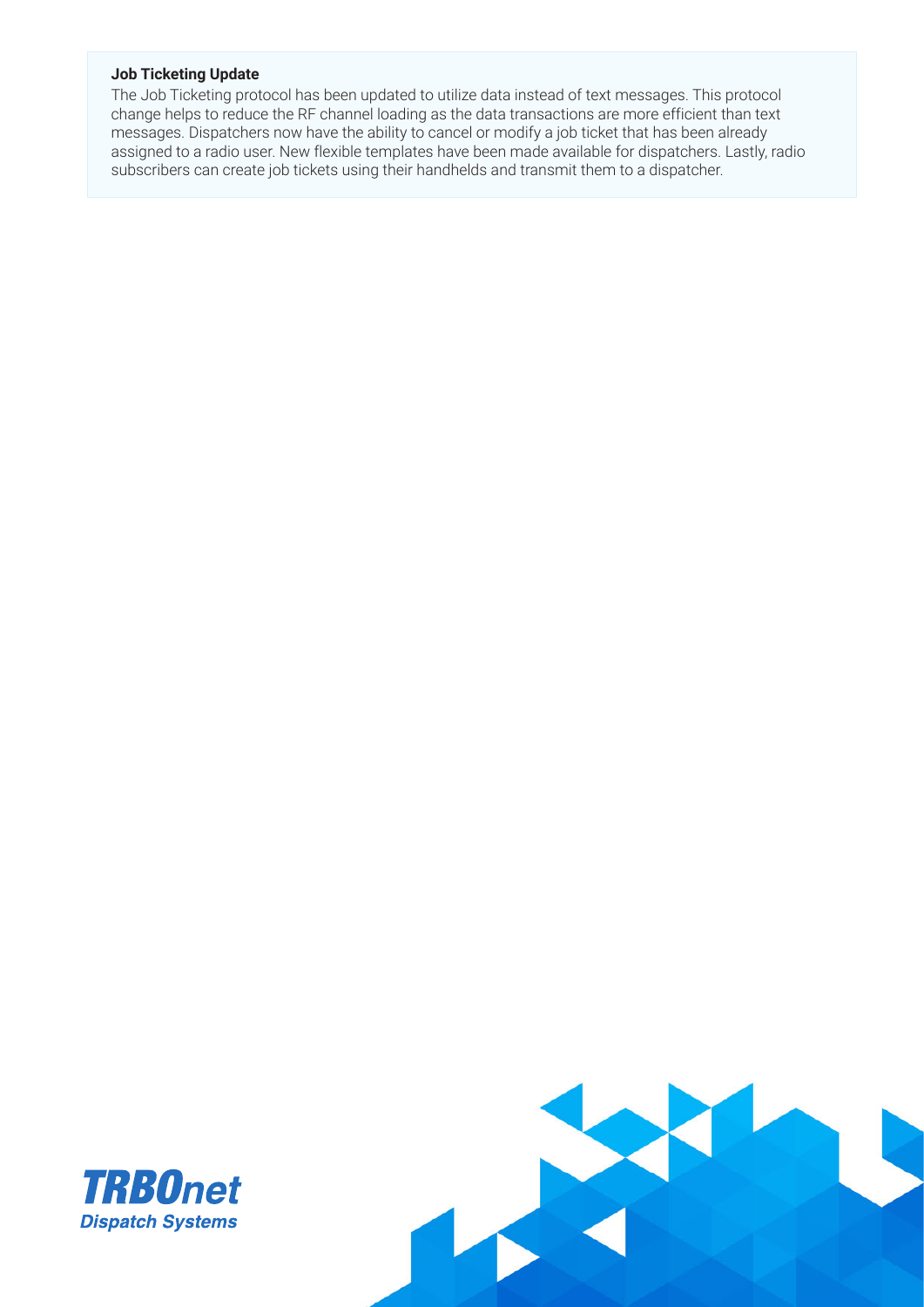**Job Ticketing Update**

The Job Ticketing protocol has been updated to utilize data instead of text messages. This protocol change helps to reduce the RF channel loading as the data transactions are more efficient than text messages. Dispatchers now have the ability to cancel or modify a job ticket that has been already assigned to a radio user. New flexible templates have been made available for dispatchers. Lastly, radio subscribers can create job tickets using their handhelds and transmit them to a dispatcher.